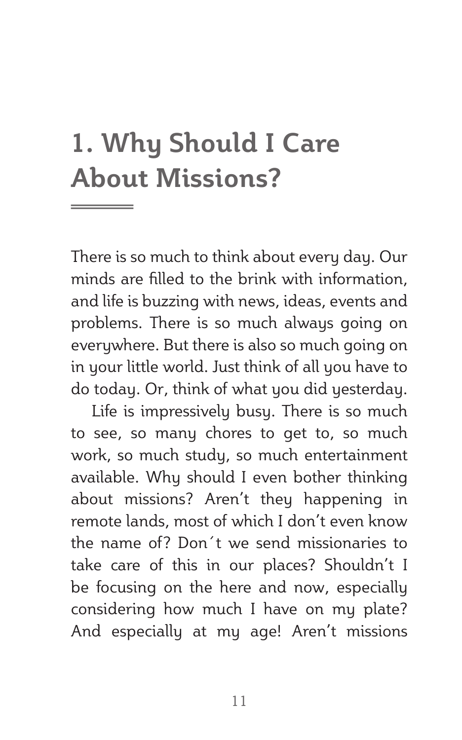# 1. Why Should I Care About Missions?

There is so much to think about every day. Our minds are filled to the brink with information, and life is buzzing with news, ideas, events and problems. There is so much always going on everywhere. But there is also so much going on in your little world. Just think of all you have to do today. Or, think of what you did yesterday.

Life is impressively busy. There is so much to see, so many chores to get to, so much work, so much study, so much entertainment available. Why should I even bother thinking about missions? Aren't they happening in remote lands, most of which I don't even know the name of? Don´t we send missionaries to take care of this in our places? Shouldn't I be focusing on the here and now, especially considering how much I have on my plate? And especially at my age! Aren't missions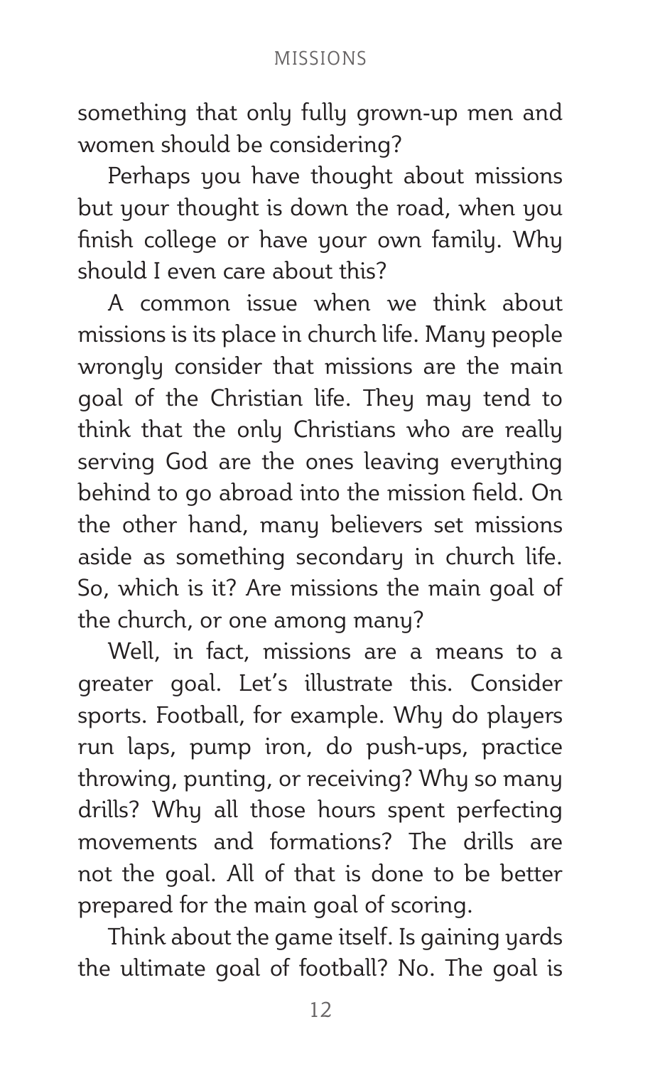something that only fully grown-up men and women should be considering?

Perhaps you have thought about missions but your thought is down the road, when you finish college or have your own family. Why should I even care about this?

A common issue when we think about missions is its place in church life. Many people wrongly consider that missions are the main goal of the Christian life. They may tend to think that the only Christians who are really serving God are the ones leaving everything behind to go abroad into the mission field. On the other hand, many believers set missions aside as something secondary in church life. So, which is it? Are missions the main goal of the church, or one among many?

Well, in fact, missions are a means to a greater goal. Let's illustrate this. Consider sports. Football, for example. Why do players run laps, pump iron, do push-ups, practice throwing, punting, or receiving? Why so many drills? Why all those hours spent perfecting movements and formations? The drills are not the goal. All of that is done to be better prepared for the main goal of scoring.

Think about the game itself. Is gaining yards the ultimate goal of football? No. The goal is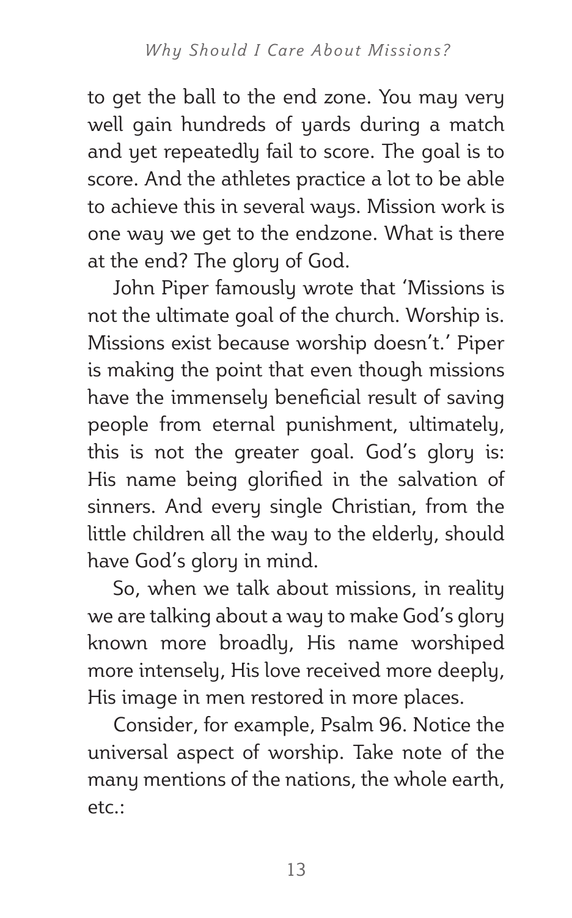to get the ball to the end zone. You may very well gain hundreds of yards during a match and yet repeatedly fail to score. The goal is to score. And the athletes practice a lot to be able to achieve this in several ways. Mission work is one way we get to the endzone. What is there at the end? The glory of God.

John Piper famously wrote that 'Missions is not the ultimate goal of the church. Worship is. Missions exist because worship doesn't.' Piper is making the point that even though missions have the immensely beneficial result of saving people from eternal punishment, ultimately, this is not the greater goal. God's glory is: His name being glorified in the salvation of sinners. And every single Christian, from the little children all the way to the elderly, should have God's glory in mind.

So, when we talk about missions, in reality we are talking about a way to make God's glory known more broadly, His name worshiped more intensely, His love received more deeply, His image in men restored in more places.

Consider, for example, Psalm 96. Notice the universal aspect of worship. Take note of the many mentions of the nations, the whole earth, etc.: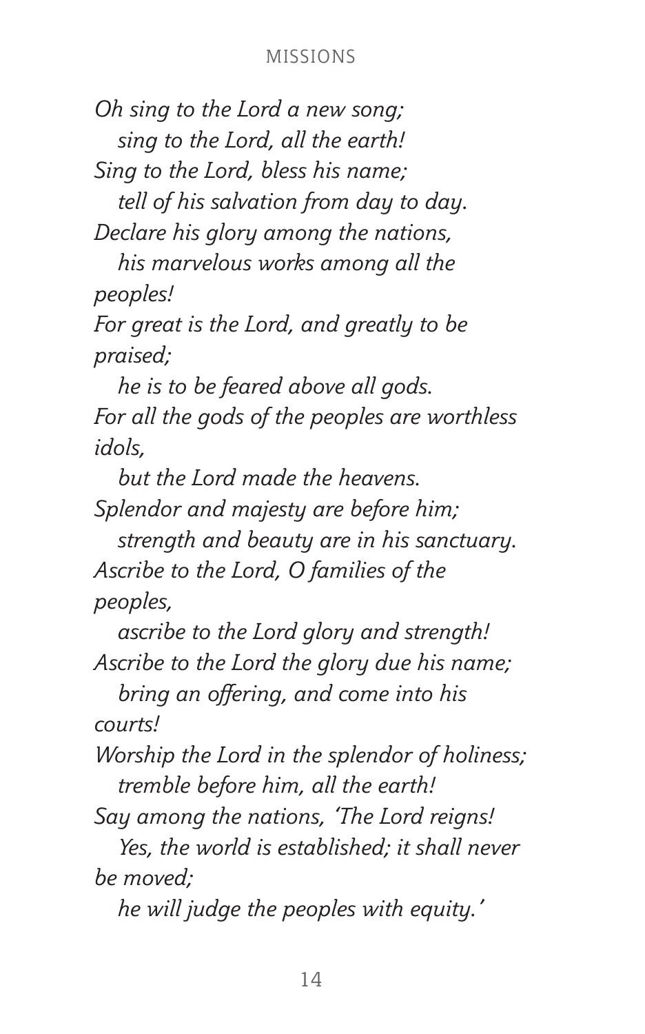*Oh sing to the Lord a new song;*
*sing to the Lord, all the earth!*
*Sing to the Lord, bless his name;*
*tell of his salvation from day to day.*
*Declare his glory among the nations,*
*his marvelous works among all the peoples!*
*For great is the Lord, and greatly to be praised;*
*he is to be feared above all gods.*
*For all the gods of the peoples are worthless idols,*
*but the Lord made the heavens.*
*Splendor and majesty are before him;*
*strength and beauty are in his sanctuary.*
*Ascribe to the Lord, O families of the peoples,*
*ascribe to the Lord glory and strength!*
*Ascribe to the Lord the glory due his name;*
*bring an offering, and come into his courts!*
*Worship the Lord in the splendor of holiness;*
*tremble before him, all the earth!*
*Say among the nations, 'The Lord reigns!*
*Yes, the world is established; it shall never be moved;*
*he will judge the peoples with equity.'*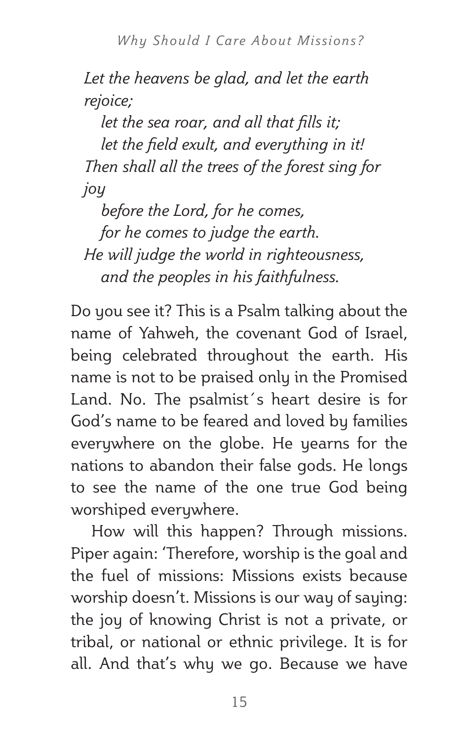*Let the heavens be glad, and let the earth rejoice;*
*let the sea roar, and all that fills it;*
*let the field exult, and everything in it!*
*Then shall all the trees of the forest sing for joy*
*before the Lord, for he comes,*
*for he comes to judge the earth.*
*He will judge the world in righteousness,*
*and the peoples in his faithfulness.*

Do you see it? This is a Psalm talking about the name of Yahweh, the covenant God of Israel, being celebrated throughout the earth. His name is not to be praised only in the Promised Land. No. The psalmist´s heart desire is for God's name to be feared and loved by families everywhere on the globe. He yearns for the nations to abandon their false gods. He longs to see the name of the one true God being worshiped everywhere.

How will this happen? Through missions. Piper again: 'Therefore, worship is the goal and the fuel of missions: Missions exists because worship doesn't. Missions is our way of saying: the joy of knowing Christ is not a private, or tribal, or national or ethnic privilege. It is for all. And that's why we go. Because we have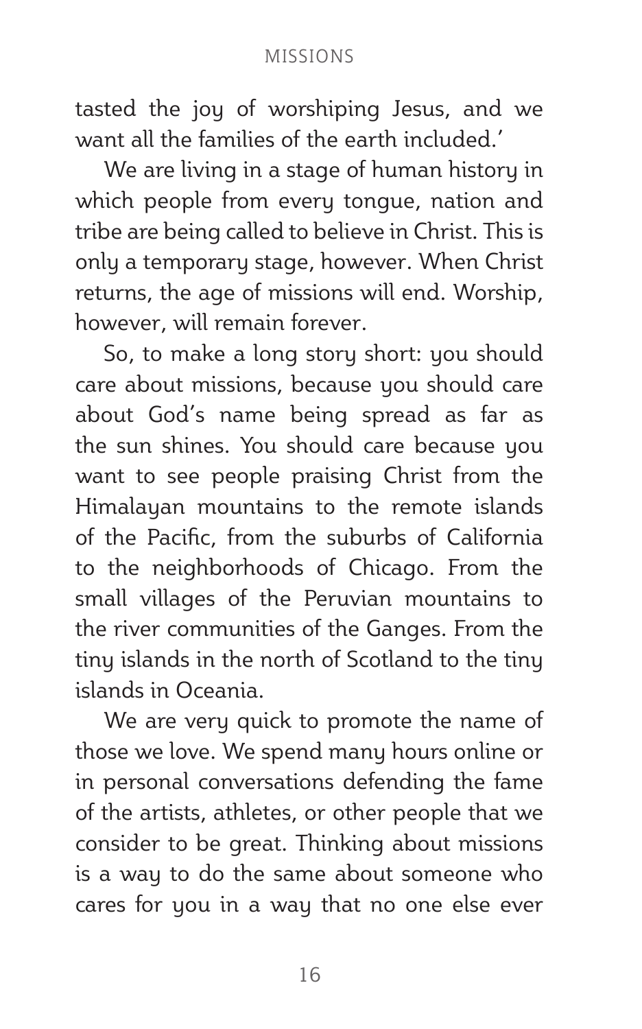tasted the joy of worshiping Jesus, and we want all the families of the earth included.'

We are living in a stage of human history in which people from every tongue, nation and tribe are being called to believe in Christ. This is only a temporary stage, however. When Christ returns, the age of missions will end. Worship, however, will remain forever.

So, to make a long story short: you should care about missions, because you should care about God's name being spread as far as the sun shines. You should care because you want to see people praising Christ from the Himalayan mountains to the remote islands of the Pacific, from the suburbs of California to the neighborhoods of Chicago. From the small villages of the Peruvian mountains to the river communities of the Ganges. From the tiny islands in the north of Scotland to the tiny islands in Oceania.

We are very quick to promote the name of those we love. We spend many hours online or in personal conversations defending the fame of the artists, athletes, or other people that we consider to be great. Thinking about missions is a way to do the same about someone who cares for you in a way that no one else ever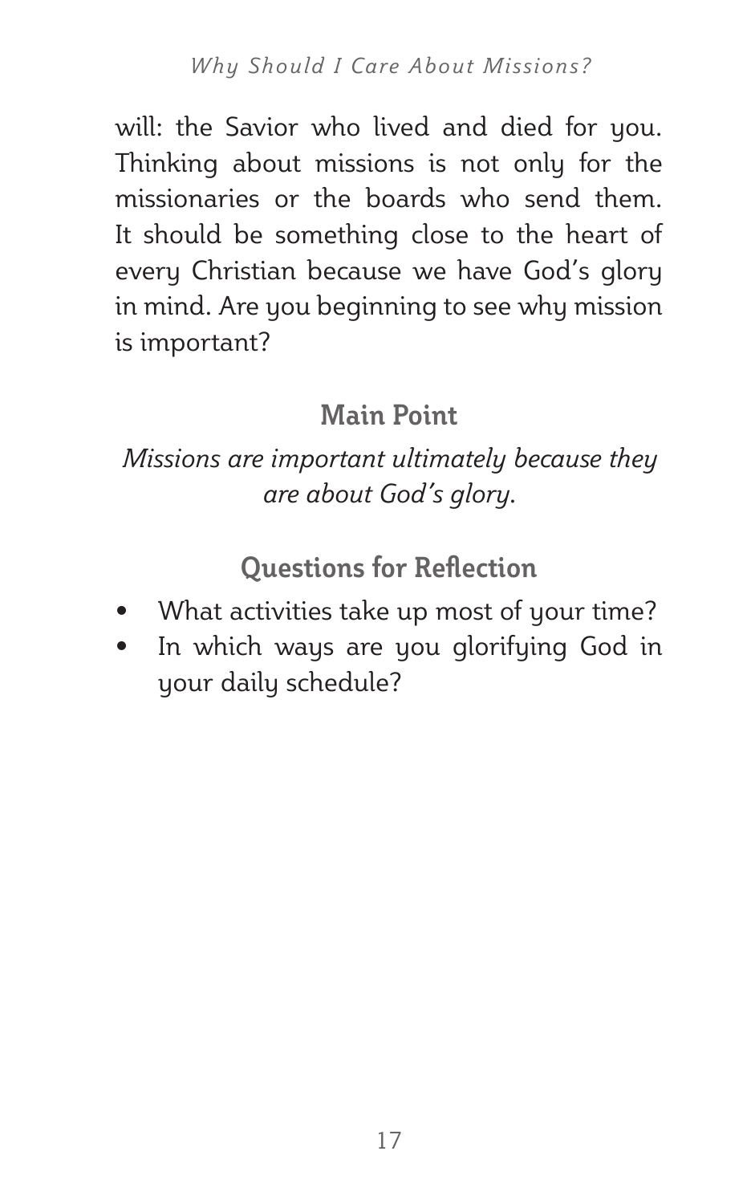will: the Savior who lived and died for you. Thinking about missions is not only for the missionaries or the boards who send them. It should be something close to the heart of every Christian because we have God's glory in mind. Are you beginning to see why mission is important?

## Main Point

*Missions are important ultimately because they are about God's glory.*

## Questions for Reflection

- What activities take up most of your time?
- In which ways are you glorifying God in your daily schedule?